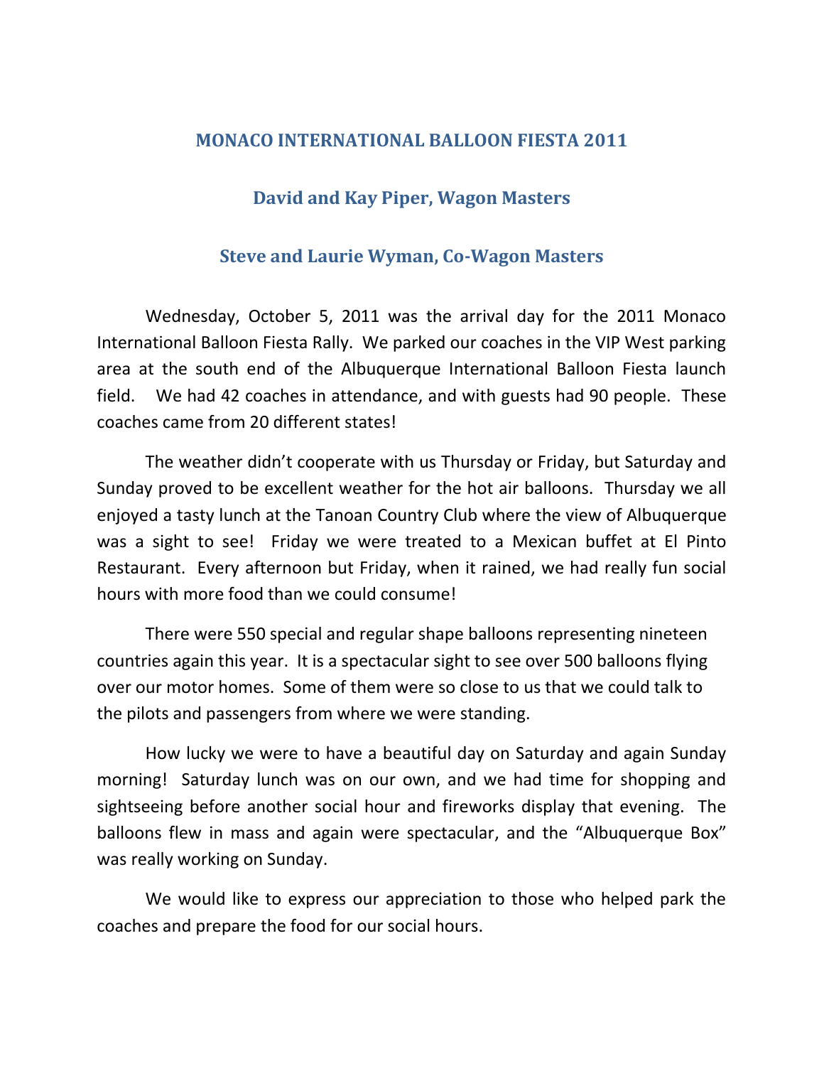# MONACO INTERNATIONAL BALLOON FIESTA 2011

## David and Kay Piper, Wagon Masters

## Steve and Laurie Wyman, Co-Wagon Masters

Wednesday, October 5, 2011 was the arrival day for the 2011 Monaco International Balloon Fiesta Rally. We parked our coaches in the VIP West parking area at the south end of the Albuquerque International Balloon Fiesta launch field. We had 42 coaches in attendance, and with guests had 90 people. These coaches came from 20 different states!

The weather didn't cooperate with us Thursday or Friday, but Saturday and Sunday proved to be excellent weather for the hot air balloons. Thursday we all enjoyed a tasty lunch at the Tanoan Country Club where the view of Albuquerque was a sight to see! Friday we were treated to a Mexican buffet at El Pinto Restaurant. Every afternoon but Friday, when it rained, we had really fun social hours with more food than we could consume!

There were 550 special and regular shape balloons representing nineteen countries again this year. It is a spectacular sight to see over 500 balloons flying over our motor homes. Some of them were so close to us that we could talk to the pilots and passengers from where we were standing.

How lucky we were to have a beautiful day on Saturday and again Sunday morning! Saturday lunch was on our own, and we had time for shopping and sightseeing before another social hour and fireworks display that evening. The balloons flew in mass and again were spectacular, and the "Albuquerque Box" was really working on Sunday.

We would like to express our appreciation to those who helped park the coaches and prepare the food for our social hours.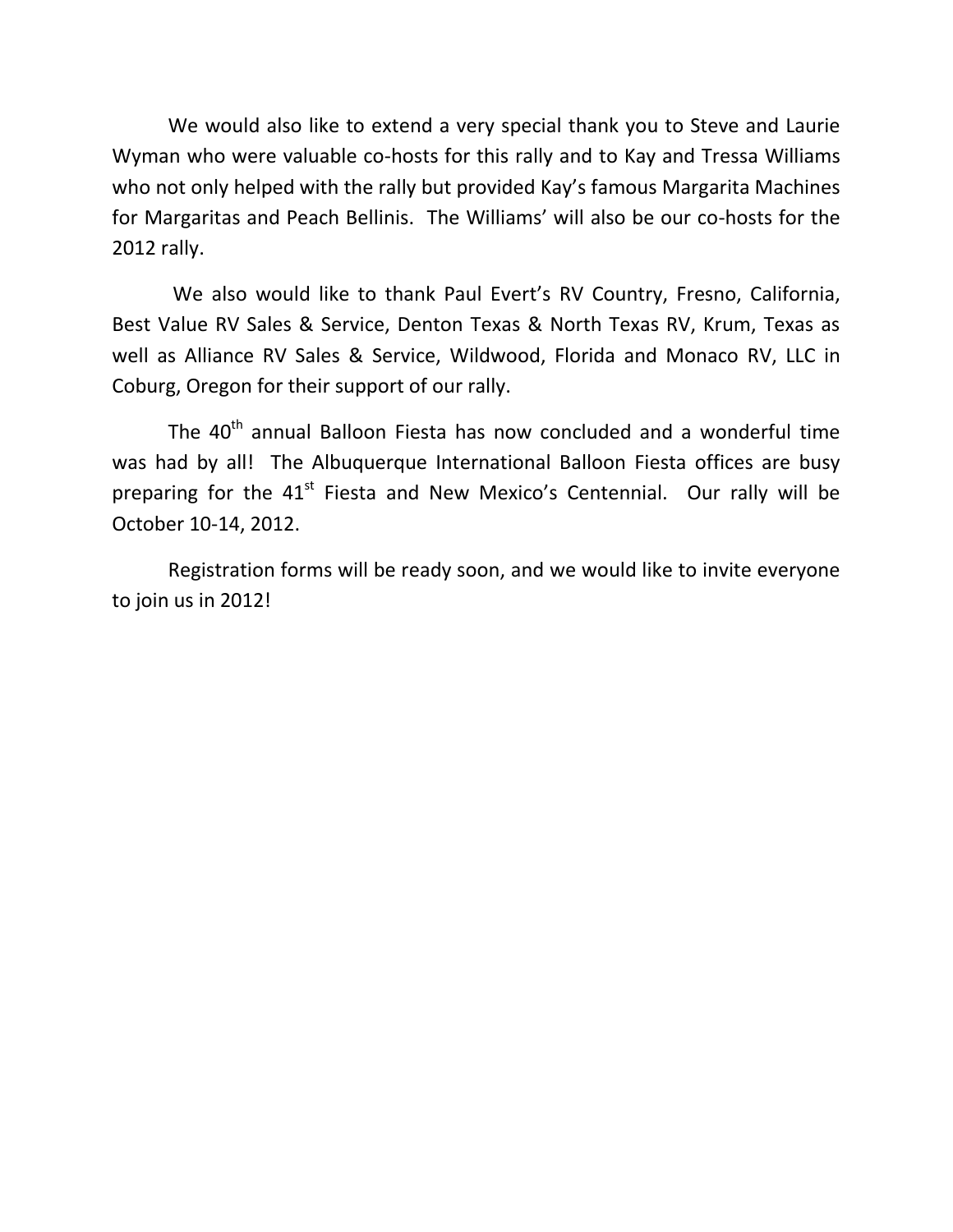We would also like to extend a very special thank you to Steve and Laurie Wyman who were valuable co-hosts for this rally and to Kay and Tressa Williams who not only helped with the rally but provided Kay's famous Margarita Machines for Margaritas and Peach Bellinis. The Williams' will also be our co-hosts for the 2012 rally.

We also would like to thank Paul Evert's RV Country, Fresno, California, Best Value RV Sales & Service, Denton Texas & North Texas RV, Krum, Texas as well as Alliance RV Sales & Service, Wildwood, Florida and Monaco RV, LLC in Coburg, Oregon for their support of our rally.

The 40th annual Balloon Fiesta has now concluded and a wonderful time was had by all! The Albuquerque International Balloon Fiesta offices are busy preparing for the 41st Fiesta and New Mexico's Centennial. Our rally will be October 10-14, 2012.

Registration forms will be ready soon, and we would like to invite everyone to join us in 2012!